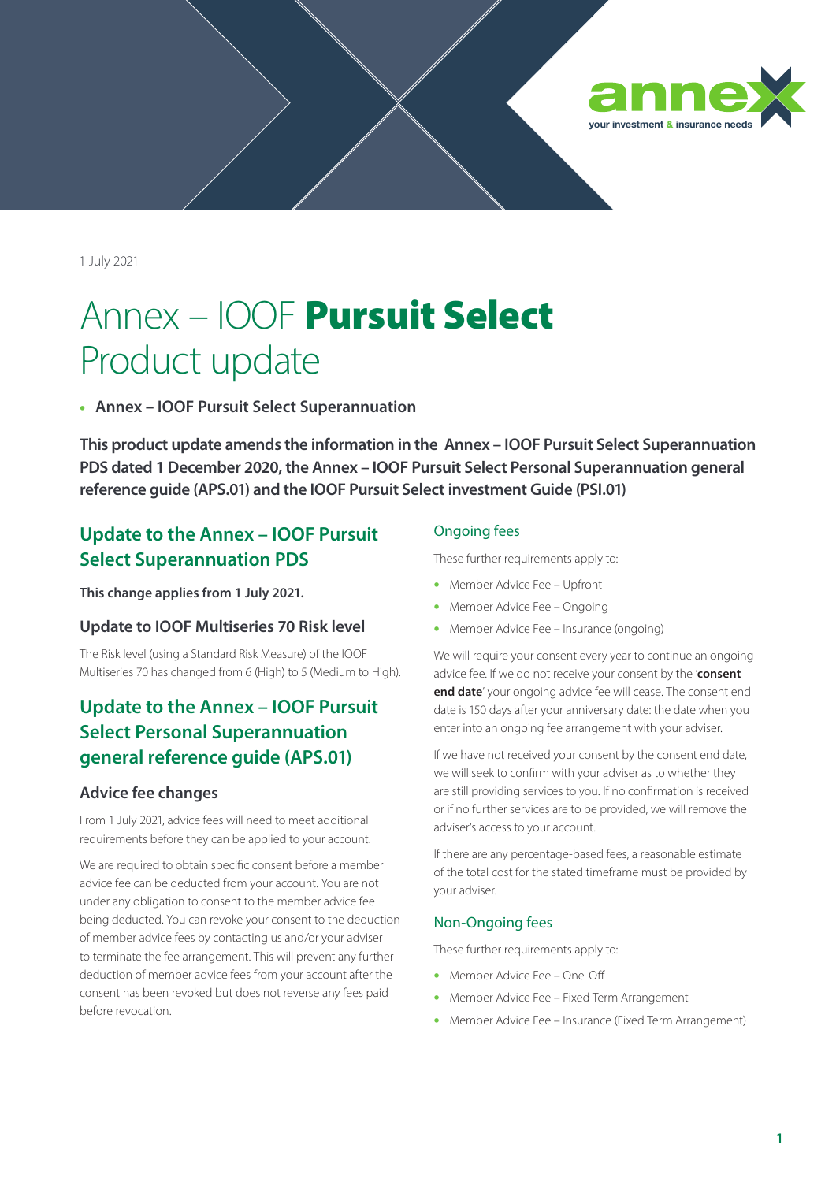1 July 2021

# Annex – IOOF **Pursuit Select** Product update

- **Annex – IOOF Pursuit Select Superannuation**

**This product update amends the information in the Annex – IOOF Pursuit Select Superannuation PDS dated 1 December 2020, the Annex – IOOF Pursuit Select Personal Superannuation general reference guide (APS.01) and the IOOF Pursuit Select investment Guide (PSI.01)**

## Update to the Annex – IOOF Pursuit Select Superannuation PDS

**This change applies from 1 July 2021.**

### Update to IOOF Multiseries 70 Risk level

The Risk level (using a Standard Risk Measure) of the IOOF Multiseries 70 has changed from 6 (High) to 5 (Medium to High).

## Update to the Annex – IOOF Pursuit Select Personal Superannuation general reference guide (APS.01)

### Advice fee changes

From 1 July 2021, advice fees will need to meet additional requirements before they can be applied to your account.

We are required to obtain specific consent before a member advice fee can be deducted from your account. You are not under any obligation to consent to the member advice fee being deducted. You can revoke your consent to the deduction of member advice fees by contacting us and/or your adviser to terminate the fee arrangement. This will prevent any further deduction of member advice fees from your account after the consent has been revoked but does not reverse any fees paid before revocation.

#### Ongoing fees

These further requirements apply to:

- Member Advice Fee – Upfront
- Member Advice Fee – Ongoing
- Member Advice Fee – Insurance (ongoing)

We will require your consent every year to continue an ongoing advice fee. If we do not receive your consent by the '**consent end date**' your ongoing advice fee will cease. The consent end date is 150 days after your anniversary date: the date when you enter into an ongoing fee arrangement with your adviser.

If we have not received your consent by the consent end date, we will seek to confirm with your adviser as to whether they are still providing services to you. If no confirmation is received or if no further services are to be provided, we will remove the adviser's access to your account.

If there are any percentage-based fees, a reasonable estimate of the total cost for the stated timeframe must be provided by your adviser.

#### Non-Ongoing fees

These further requirements apply to:

- Member Advice Fee – One-Off
- Member Advice Fee – Fixed Term Arrangement
- Member Advice Fee – Insurance (Fixed Term Arrangement)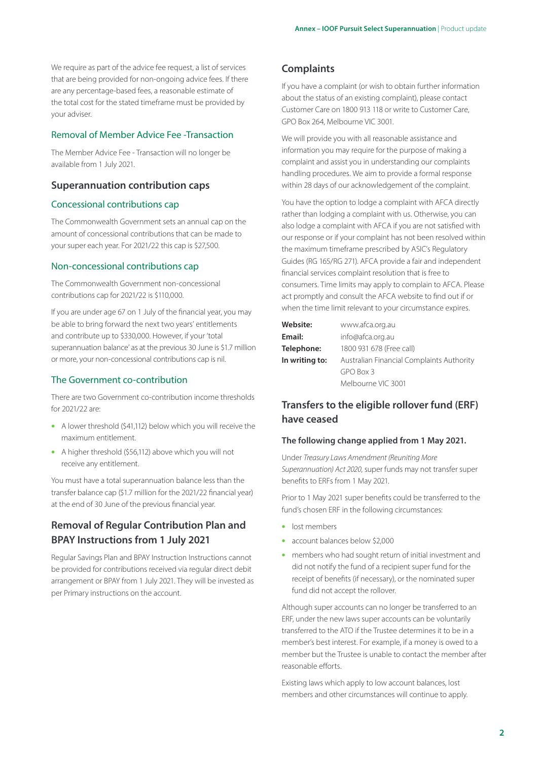We require as part of the advice fee request, a list of services that are being provided for non-ongoing advice fees. If there are any percentage-based fees, a reasonable estimate of the total cost for the stated timeframe must be provided by your adviser.

### Removal of Member Advice Fee -Transaction

The Member Advice Fee - Transaction will no longer be available from 1 July 2021.

## Superannuation contribution caps

### Concessional contributions cap

The Commonwealth Government sets an annual cap on the amount of concessional contributions that can be made to your super each year. For 2021/22 this cap is $27,500.

### Non-concessional contributions cap

The Commonwealth Government non-concessional contributions cap for 2021/22 is $110,000.

If you are under age 67 on 1 July of the financial year, you may be able to bring forward the next two years' entitlements and contribute up to $330,000. However, if your 'total superannuation balance' as at the previous 30 June is $1.7 million or more, your non-concessional contributions cap is nil.

### The Government co-contribution

There are two Government co-contribution income thresholds for 2021/22 are:

- A lower threshold ($41,112) below which you will receive the maximum entitlement.
- A higher threshold ($56,112) above which you will not receive any entitlement.

You must have a total superannuation balance less than the transfer balance cap ($1.7 million for the 2021/22 financial year) at the end of 30 June of the previous financial year.

## Removal of Regular Contribution Plan and BPAY Instructions from 1 July 2021

Regular Savings Plan and BPAY Instruction Instructions cannot be provided for contributions received via regular direct debit arrangement or BPAY from 1 July 2021. They will be invested as per Primary instructions on the account.

## Complaints

If you have a complaint (or wish to obtain further information about the status of an existing complaint), please contact Customer Care on 1800 913 118 or write to Customer Care, GPO Box 264, Melbourne VIC 3001.

We will provide you with all reasonable assistance and information you may require for the purpose of making a complaint and assist you in understanding our complaints handling procedures. We aim to provide a formal response within 28 days of our acknowledgement of the complaint.

You have the option to lodge a complaint with AFCA directly rather than lodging a complaint with us. Otherwise, you can also lodge a complaint with AFCA if you are not satisfied with our response or if your complaint has not been resolved within the maximum timeframe prescribed by ASIC's Regulatory Guides (RG 165/RG 271). AFCA provide a fair and independent financial services complaint resolution that is free to consumers. Time limits may apply to complain to AFCA. Please act promptly and consult the AFCA website to find out if or when the time limit relevant to your circumstance expires.

| | |
|---|---|
| **Website:** | www.afca.org.au |
| **Email:** | info@afca.org.au |
| **Telephone:** | 1800 931 678 (Free call) |
| **In writing to:** | Australian Financial Complaints Authority<br>GPO Box 3<br>Melbourne VIC 3001 |

## Transfers to the eligible rollover fund (ERF) have ceased

#### The following change applied from 1 May 2021.

Under *Treasury Laws Amendment (Reuniting More Superannuation) Act 2020*, super funds may not transfer super benefits to ERFs from 1 May 2021.

Prior to 1 May 2021 super benefits could be transferred to the fund's chosen ERF in the following circumstances:

- lost members
- account balances below $2,000
- members who had sought return of initial investment and did not notify the fund of a recipient super fund for the receipt of benefits (if necessary), or the nominated super fund did not accept the rollover.

Although super accounts can no longer be transferred to an ERF, under the new laws super accounts can be voluntarily transferred to the ATO if the Trustee determines it to be in a member's best interest. For example, if a money is owed to a member but the Trustee is unable to contact the member after reasonable efforts.

Existing laws which apply to low account balances, lost members and other circumstances will continue to apply.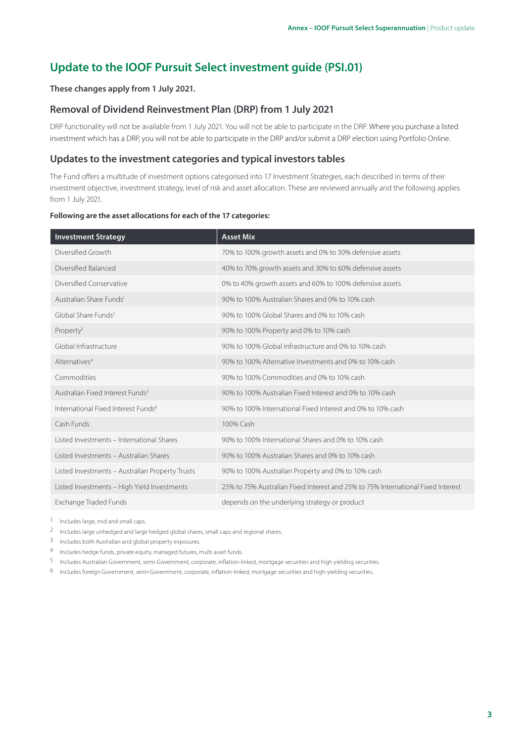## Update to the IOOF Pursuit Select investment guide (PSI.01)

**These changes apply from 1 July 2021.**

### Removal of Dividend Reinvestment Plan (DRP) from 1 July 2021

DRP functionality will not be available from 1 July 2021. You will not be able to participate in the DRP. Where you purchase a listed investment which has a DRP, you will not be able to participate in the DRP and/or submit a DRP election using Portfolio Online.

### Updates to the investment categories and typical investors tables

The Fund offers a multitude of investment options categorised into 17 Investment Strategies, each described in terms of their investment objective, investment strategy, level of risk and asset allocation. These are reviewed annually and the following applies from 1 July 2021.

**Following are the asset allocations for each of the 17 categories:**

| Investment Strategy | Asset Mix |
| --- | --- |
| Diversified Growth | 70% to 100% growth assets and 0% to 30% defensive assets |
| Diversified Balanced | 40% to 70% growth assets and 30% to 60% defensive assets |
| Diversified Conservative | 0% to 40% growth assets and 60% to 100% defensive assets |
| Australian Share Funds[1] | 90% to 100% Australian Shares and 0% to 10% cash |
| Global Share Funds[2] | 90% to 100% Global Shares and 0% to 10% cash |
| Property[3] | 90% to 100% Property and 0% to 10% cash |
| Global Infrastructure | 90% to 100% Global Infrastructure and 0% to 10% cash |
| Alternatives[4] | 90% to 100% Alternative Investments and 0% to 10% cash |
| Commodities | 90% to 100% Commodities and 0% to 10% cash |
| Australian Fixed Interest Funds[5] | 90% to 100% Australian Fixed Interest and 0% to 10% cash |
| International Fixed Interest Funds[6] | 90% to 100% International Fixed Interest and 0% to 10% cash |
| Cash Funds | 100% Cash |
| Listed Investments – International Shares | 90% to 100% International Shares and 0% to 10% cash |
| Listed Investments – Australian Shares | 90% to 100% Australian Shares and 0% to 10% cash |
| Listed Investments – Australian Property Trusts | 90% to 100% Australian Property and 0% to 10% cash |
| Listed Investments – High Yield Investments | 25% to 75% Australian Fixed Interest and 25% to 75% International Fixed Interest |
| Exchange Traded Funds | depends on the underlying strategy or product |

1 Includes large, mid and small caps.

2 Includes large unhedged and large hedged global shares, small caps and regional shares.

3 Includes both Australian and global property exposures.

4 Includes hedge funds, private equity, managed futures, multi asset funds.

5 Includes Australian Government, semi-Government, corporate, inflation-linked, mortgage securities and high yielding securities.

6 Includes foreign Government, semi-Government, corporate, inflation-linked, mortgage securities and high-yielding securities.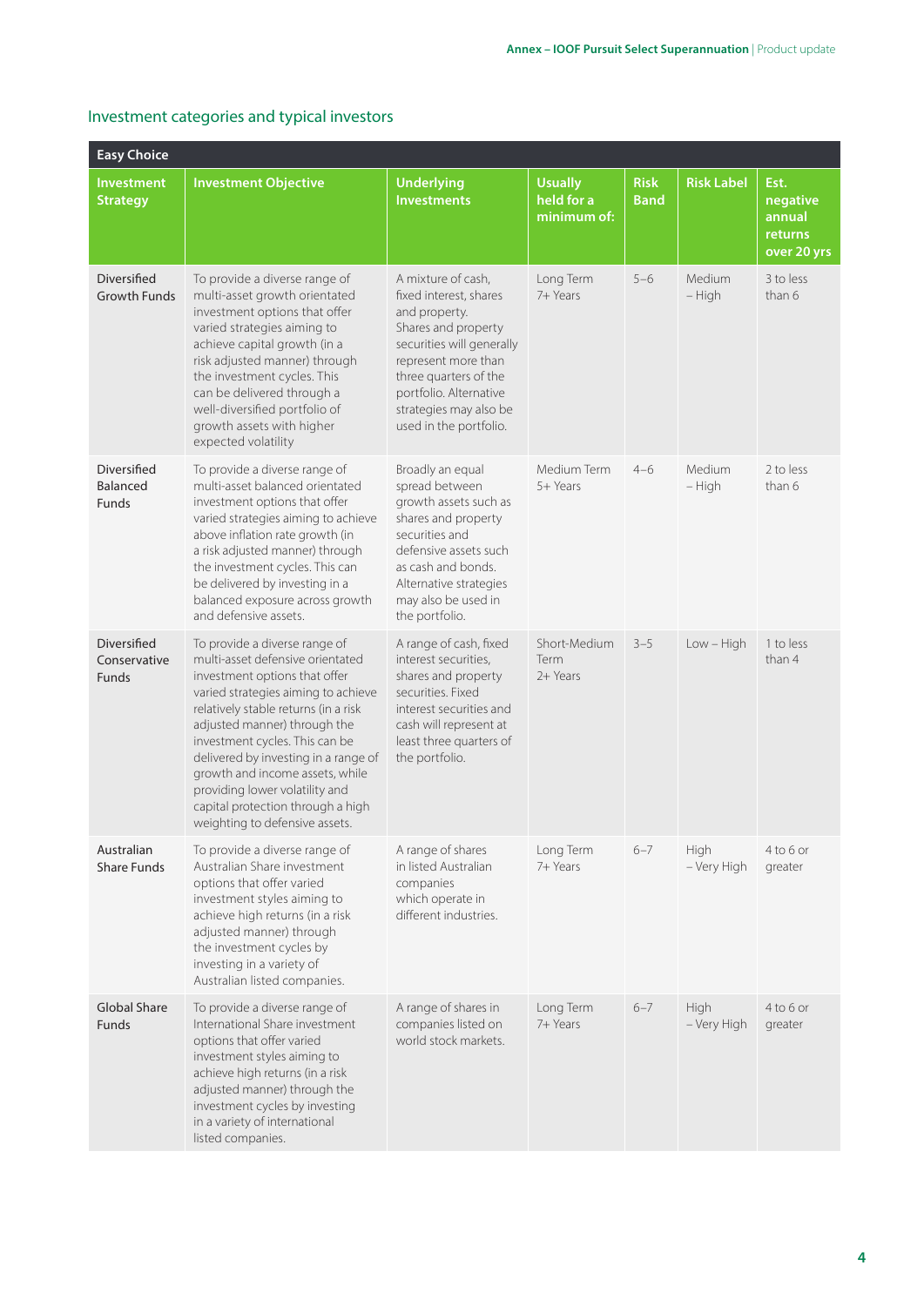## Investment categories and typical investors

| Easy Choice | | | | | | |
|---|---|---|---|---|---|---|
| **Investment Strategy** | **Investment Objective** | **Underlying Investments** | **Usually held for a minimum of:** | **Risk Band** | **Risk Label** | **Est. negative annual returns over 20 yrs** |
| Diversified Growth Funds | To provide a diverse range of multi-asset growth orientated investment options that offer varied strategies aiming to achieve capital growth (in a risk adjusted manner) through the investment cycles. This can be delivered through a well-diversified portfolio of growth assets with higher expected volatility | A mixture of cash, fixed interest, shares and property. Shares and property securities will generally represent more than three quarters of the portfolio. Alternative strategies may also be used in the portfolio. | Long Term 7+ Years | 5–6 | Medium – High | 3 to less than 6 |
| Diversified Balanced Funds | To provide a diverse range of multi-asset balanced orientated investment options that offer varied strategies aiming to achieve above inflation rate growth (in a risk adjusted manner) through the investment cycles. This can be delivered by investing in a balanced exposure across growth and defensive assets. | Broadly an equal spread between growth assets such as shares and property securities and defensive assets such as cash and bonds. Alternative strategies may also be used in the portfolio. | Medium Term 5+ Years | 4–6 | Medium – High | 2 to less than 6 |
| Diversified Conservative Funds | To provide a diverse range of multi-asset defensive orientated investment options that offer varied strategies aiming to achieve relatively stable returns (in a risk adjusted manner) through the investment cycles. This can be delivered by investing in a range of growth and income assets, while providing lower volatility and capital protection through a high weighting to defensive assets. | A range of cash, fixed interest securities, shares and property securities. Fixed interest securities and cash will represent at least three quarters of the portfolio. | Short-Medium Term 2+ Years | 3–5 | Low – High | 1 to less than 4 |
| Australian Share Funds | To provide a diverse range of Australian Share investment options that offer varied investment styles aiming to achieve high returns (in a risk adjusted manner) through the investment cycles by investing in a variety of Australian listed companies. | A range of shares in listed Australian companies which operate in different industries. | Long Term 7+ Years | 6–7 | High – Very High | 4 to 6 or greater |
| Global Share Funds | To provide a diverse range of International Share investment options that offer varied investment styles aiming to achieve high returns (in a risk adjusted manner) through the investment cycles by investing in a variety of international listed companies. | A range of shares in companies listed on world stock markets. | Long Term 7+ Years | 6–7 | High – Very High | 4 to 6 or greater |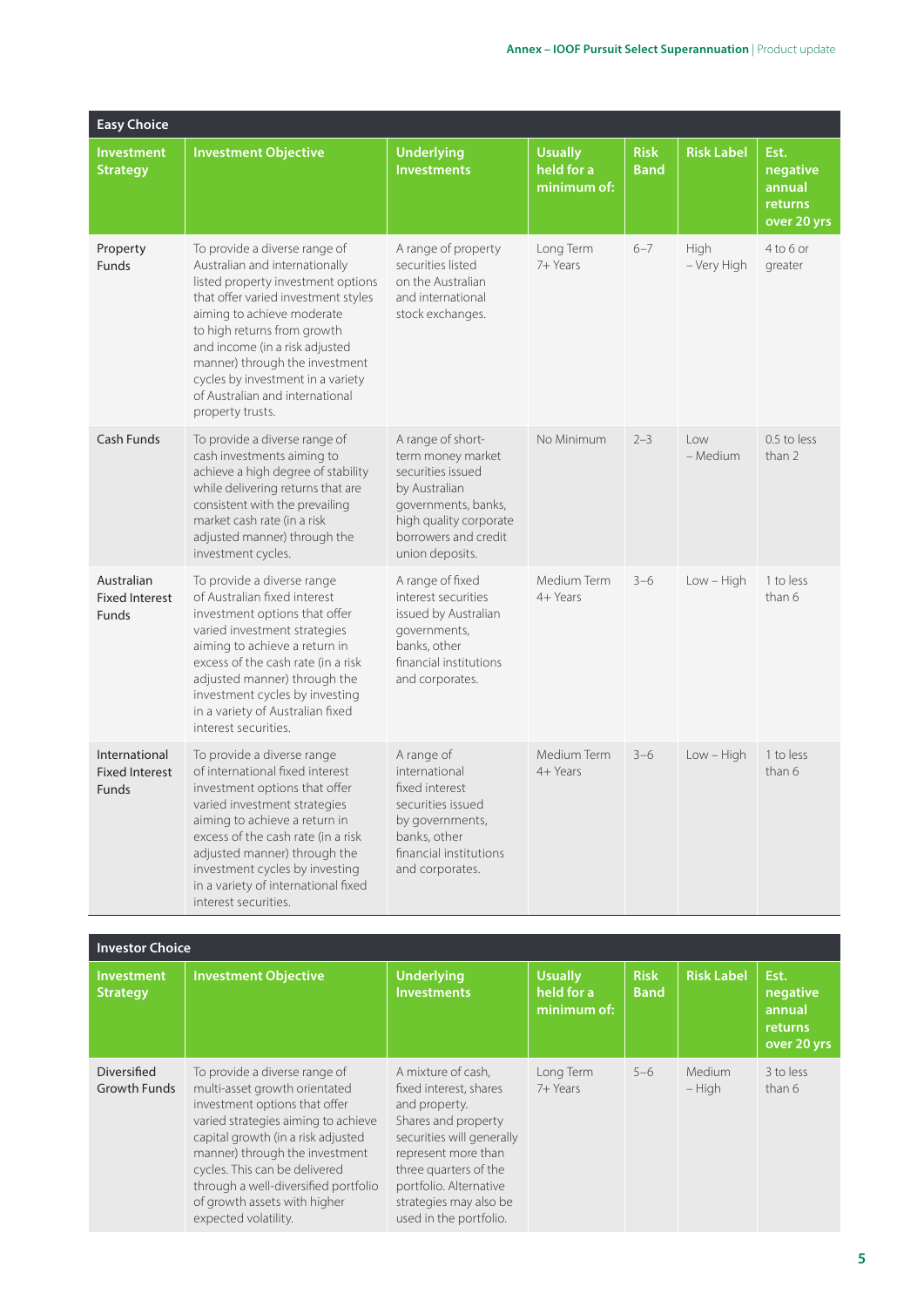| Easy Choice | | | | | | |
|---|---|---|---|---|---|---|
| **Investment Strategy** | **Investment Objective** | **Underlying Investments** | **Usually held for a minimum of:** | **Risk Band** | **Risk Label** | **Est. negative annual returns over 20 yrs** |
| Property Funds | To provide a diverse range of Australian and internationally listed property investment options that offer varied investment styles aiming to achieve moderate to high returns from growth and income (in a risk adjusted manner) through the investment cycles by investment in a variety of Australian and international property trusts. | A range of property securities listed on the Australian and international stock exchanges. | Long Term 7+ Years | 6–7 | High – Very High | 4 to 6 or greater |
| Cash Funds | To provide a diverse range of cash investments aiming to achieve a high degree of stability while delivering returns that are consistent with the prevailing market cash rate (in a risk adjusted manner) through the investment cycles. | A range of short-term money market securities issued by Australian governments, banks, high quality corporate borrowers and credit union deposits. | No Minimum | 2–3 | Low – Medium | 0.5 to less than 2 |
| Australian Fixed Interest Funds | To provide a diverse range of Australian fixed interest investment options that offer varied investment strategies aiming to achieve a return in excess of the cash rate (in a risk adjusted manner) through the investment cycles by investing in a variety of Australian fixed interest securities. | A range of fixed interest securities issued by Australian governments, banks, other financial institutions and corporates. | Medium Term 4+ Years | 3–6 | Low – High | 1 to less than 6 |
| International Fixed Interest Funds | To provide a diverse range of international fixed interest investment options that offer varied investment strategies aiming to achieve a return in excess of the cash rate (in a risk adjusted manner) through the investment cycles by investing in a variety of international fixed interest securities. | A range of international fixed interest securities issued by governments, banks, other financial institutions and corporates. | Medium Term 4+ Years | 3–6 | Low – High | 1 to less than 6 |

| Investor Choice | | | | | | |
|---|---|---|---|---|---|---|
| **Investment Strategy** | **Investment Objective** | **Underlying Investments** | **Usually held for a minimum of:** | **Risk Band** | **Risk Label** | **Est. negative annual returns over 20 yrs** |
| Diversified Growth Funds | To provide a diverse range of multi-asset growth orientated investment options that offer varied strategies aiming to achieve capital growth (in a risk adjusted manner) through the investment cycles. This can be delivered through a well-diversified portfolio of growth assets with higher expected volatility. | A mixture of cash, fixed interest, shares and property. Shares and property securities will generally represent more than three quarters of the portfolio. Alternative strategies may also be used in the portfolio. | Long Term 7+ Years | 5–6 | Medium – High | 3 to less than 6 |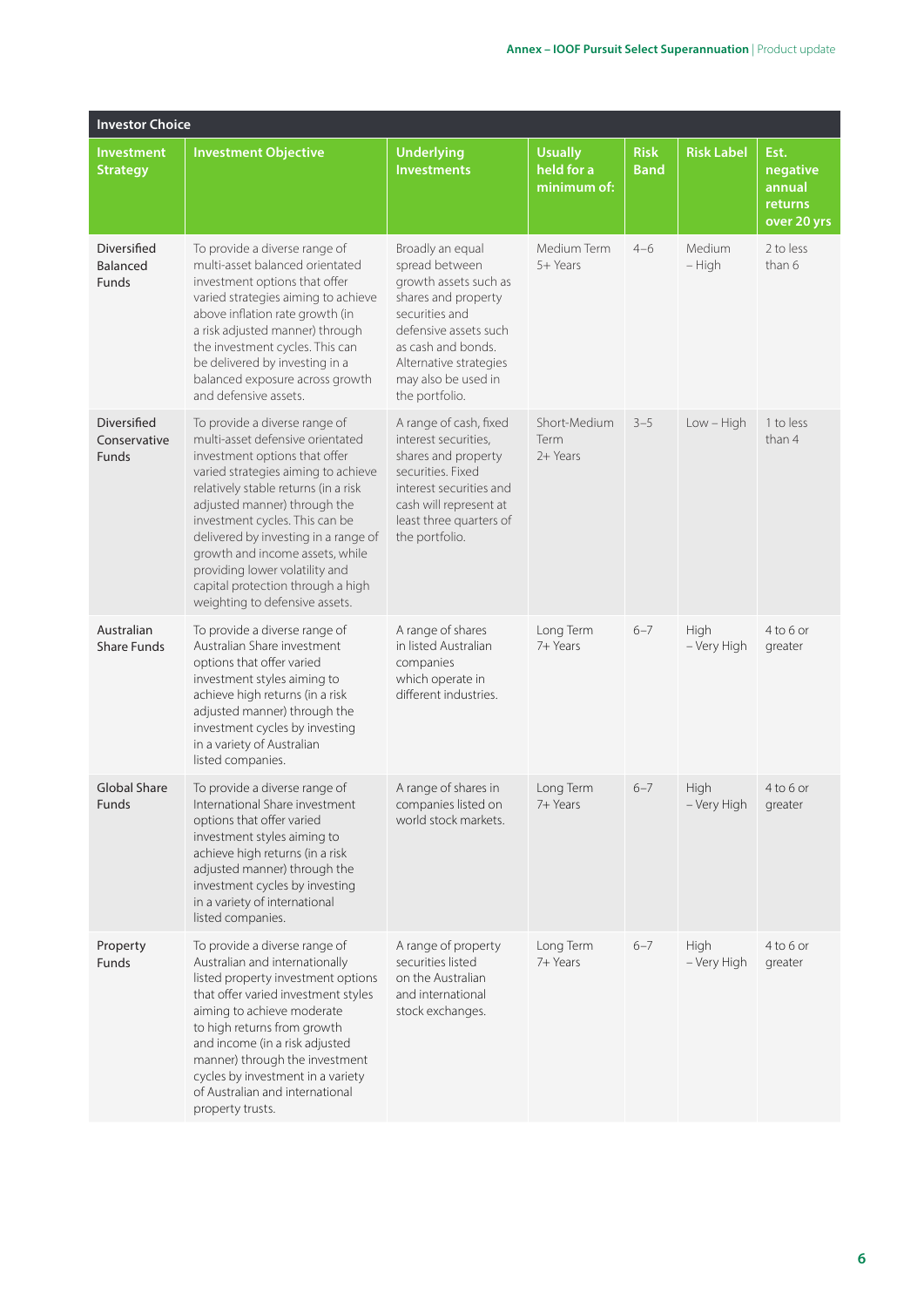**Investor Choice**

| Investment Strategy | Investment Objective | Underlying Investments | Usually held for a minimum of: | Risk Band | Risk Label | Est. negative annual returns over 20 yrs |
|---|---|---|---|---|---|---|
| Diversified Balanced Funds | To provide a diverse range of multi-asset balanced orientated investment options that offer varied strategies aiming to achieve above inflation rate growth (in a risk adjusted manner) through the investment cycles. This can be delivered by investing in a balanced exposure across growth and defensive assets. | Broadly an equal spread between growth assets such as shares and property securities and defensive assets such as cash and bonds. Alternative strategies may also be used in the portfolio. | Medium Term 5+ Years | 4–6 | Medium – High | 2 to less than 6 |
| Diversified Conservative Funds | To provide a diverse range of multi-asset defensive orientated investment options that offer varied strategies aiming to achieve relatively stable returns (in a risk adjusted manner) through the investment cycles. This can be delivered by investing in a range of growth and income assets, while providing lower volatility and capital protection through a high weighting to defensive assets. | A range of cash, fixed interest securities, shares and property securities. Fixed interest securities and cash will represent at least three quarters of the portfolio. | Short-Medium Term 2+ Years | 3–5 | Low – High | 1 to less than 4 |
| Australian Share Funds | To provide a diverse range of Australian Share investment options that offer varied investment styles aiming to achieve high returns (in a risk adjusted manner) through the investment cycles by investing in a variety of Australian listed companies. | A range of shares in listed Australian companies which operate in different industries. | Long Term 7+ Years | 6–7 | High – Very High | 4 to 6 or greater |
| Global Share Funds | To provide a diverse range of International Share investment options that offer varied investment styles aiming to achieve high returns (in a risk adjusted manner) through the investment cycles by investing in a variety of international listed companies. | A range of shares in companies listed on world stock markets. | Long Term 7+ Years | 6–7 | High – Very High | 4 to 6 or greater |
| Property Funds | To provide a diverse range of Australian and internationally listed property investment options that offer varied investment styles aiming to achieve moderate to high returns from growth and income (in a risk adjusted manner) through the investment cycles by investment in a variety of Australian and international property trusts. | A range of property securities listed on the Australian and international stock exchanges. | Long Term 7+ Years | 6–7 | High – Very High | 4 to 6 or greater |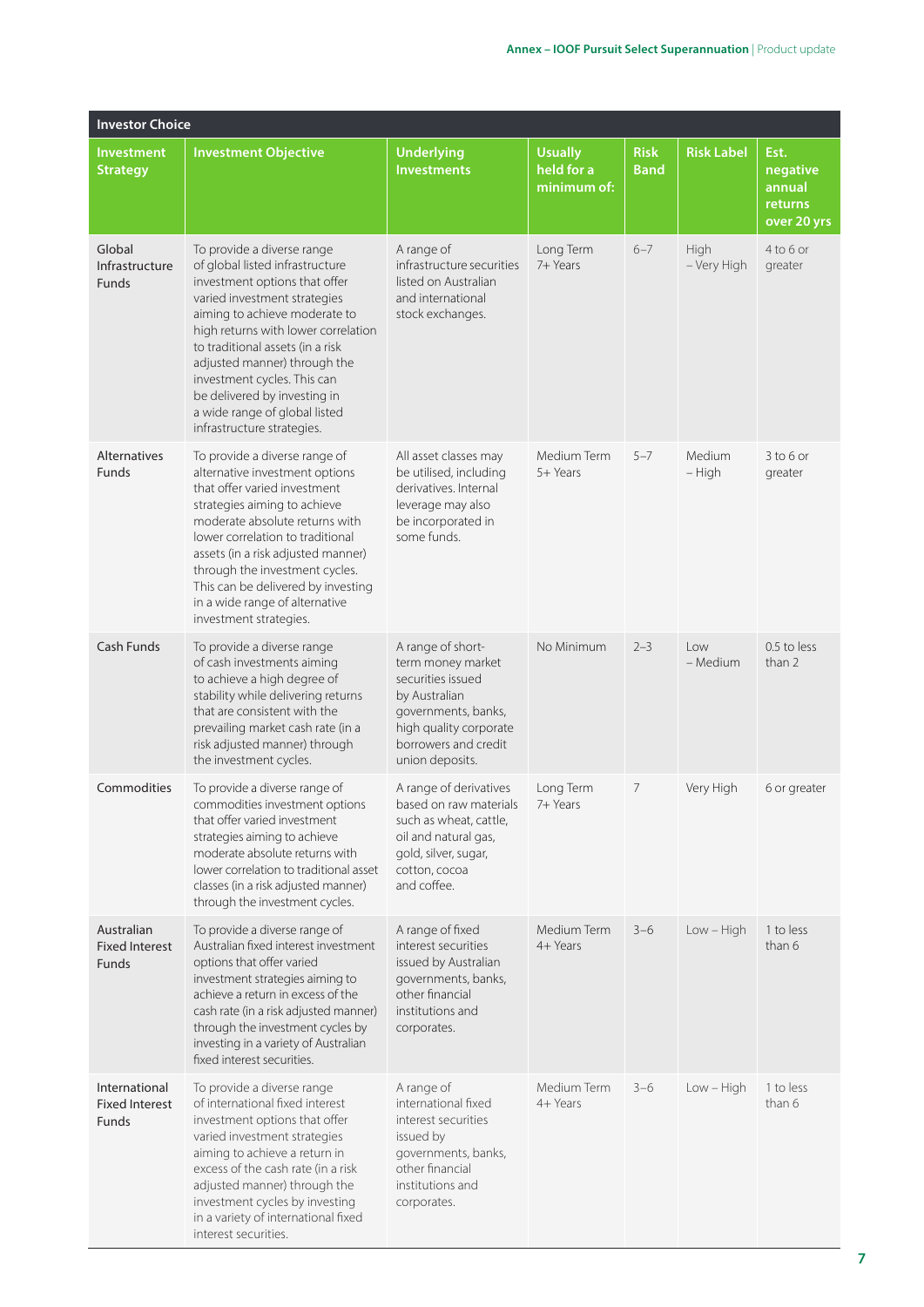| Investor Choice | | | | | | |
|---|---|---|---|---|---|---|
| **Investment Strategy** | **Investment Objective** | **Underlying Investments** | **Usually held for a minimum of:** | **Risk Band** | **Risk Label** | **Est. negative annual returns over 20 yrs** |
| Global Infrastructure Funds | To provide a diverse range of global listed infrastructure investment options that offer varied investment strategies aiming to achieve moderate to high returns with lower correlation to traditional assets (in a risk adjusted manner) through the investment cycles. This can be delivered by investing in a wide range of global listed infrastructure strategies. | A range of infrastructure securities listed on Australian and international stock exchanges. | Long Term 7+ Years | 6–7 | High – Very High | 4 to 6 or greater |
| Alternatives Funds | To provide a diverse range of alternative investment options that offer varied investment strategies aiming to achieve moderate absolute returns with lower correlation to traditional assets (in a risk adjusted manner) through the investment cycles. This can be delivered by investing in a wide range of alternative investment strategies. | All asset classes may be utilised, including derivatives. Internal leverage may also be incorporated in some funds. | Medium Term 5+ Years | 5–7 | Medium – High | 3 to 6 or greater |
| Cash Funds | To provide a diverse range of cash investments aiming to achieve a high degree of stability while delivering returns that are consistent with the prevailing market cash rate (in a risk adjusted manner) through the investment cycles. | A range of short-term money market securities issued by Australian governments, banks, high quality corporate borrowers and credit union deposits. | No Minimum | 2–3 | Low – Medium | 0.5 to less than 2 |
| Commodities | To provide a diverse range of commodities investment options that offer varied investment strategies aiming to achieve moderate absolute returns with lower correlation to traditional asset classes (in a risk adjusted manner) through the investment cycles. | A range of derivatives based on raw materials such as wheat, cattle, oil and natural gas, gold, silver, sugar, cotton, cocoa and coffee. | Long Term 7+ Years | 7 | Very High | 6 or greater |
| Australian Fixed Interest Funds | To provide a diverse range of Australian fixed interest investment options that offer varied investment strategies aiming to achieve a return in excess of the cash rate (in a risk adjusted manner) through the investment cycles by investing in a variety of Australian fixed interest securities. | A range of fixed interest securities issued by Australian governments, banks, other financial institutions and corporates. | Medium Term 4+ Years | 3–6 | Low – High | 1 to less than 6 |
| International Fixed Interest Funds | To provide a diverse range of international fixed interest investment options that offer varied investment strategies aiming to achieve a return in excess of the cash rate (in a risk adjusted manner) through the investment cycles by investing in a variety of international fixed interest securities. | A range of international fixed interest securities issued by governments, banks, other financial institutions and corporates. | Medium Term 4+ Years | 3–6 | Low – High | 1 to less than 6 |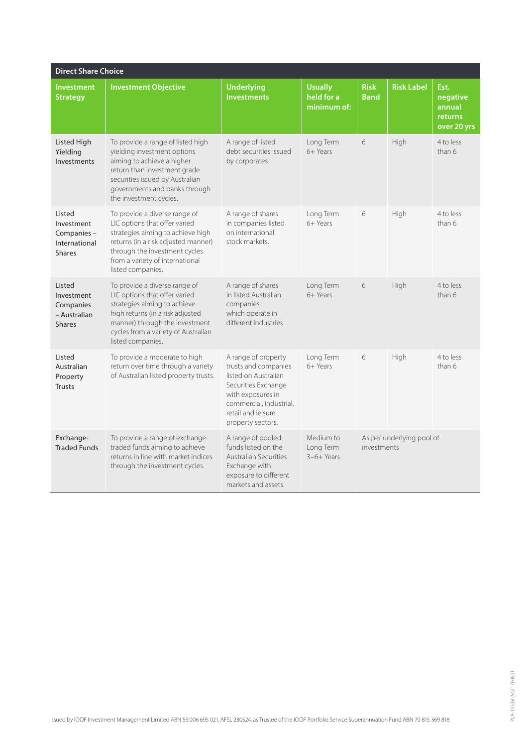| Direct Share Choice | | | | | | |
|---|---|---|---|---|---|---|
| **Investment Strategy** | **Investment Objective** | **Underlying Investments** | **Usually held for a minimum of:** | **Risk Band** | **Risk Label** | **Est. negative annual returns over 20 yrs** |
| Listed High Yielding Investments | To provide a range of listed high yielding investment options aiming to achieve a higher return than investment grade securities issued by Australian governments and banks through the investment cycles. | A range of listed debt securities issued by corporates. | Long Term 6+ Years | 6 | High | 4 to less than 6 |
| Listed Investment Companies – International Shares | To provide a diverse range of LIC options that offer varied strategies aiming to achieve high returns (in a risk adjusted manner) through the investment cycles from a variety of international listed companies. | A range of shares in companies listed on international stock markets. | Long Term 6+ Years | 6 | High | 4 to less than 6 |
| Listed Investment Companies – Australian Shares | To provide a diverse range of LIC options that offer varied strategies aiming to achieve high returns (in a risk adjusted manner) through the investment cycles from a variety of Australian listed companies. | A range of shares in listed Australian companies which operate in different industries. | Long Term 6+ Years | 6 | High | 4 to less than 6 |
| Listed Australian Property Trusts | To provide a moderate to high return over time through a variety of Australian listed property trusts. | A range of property trusts and companies listed on Australian Securities Exchange with exposures in commercial, industrial, retail and leisure property sectors. | Long Term 6+ Years | 6 | High | 4 to less than 6 |
| Exchange-Traded Funds | To provide a range of exchange-traded funds aiming to achieve returns in line with market indices through the investment cycles. | A range of pooled funds listed on the Australian Securities Exchange with exposure to different markets and assets. | Medium to Long Term 3–6+ Years | As per underlying pool of investments | | |

Issued by IOOF Investment Management Limited ABN 53 006 695 021, AFSL 230524, as Trustee of the IOOF Portfolio Service Superannuation Fund ABN 70 815 369 818

PLA-19538 (54217) 0621